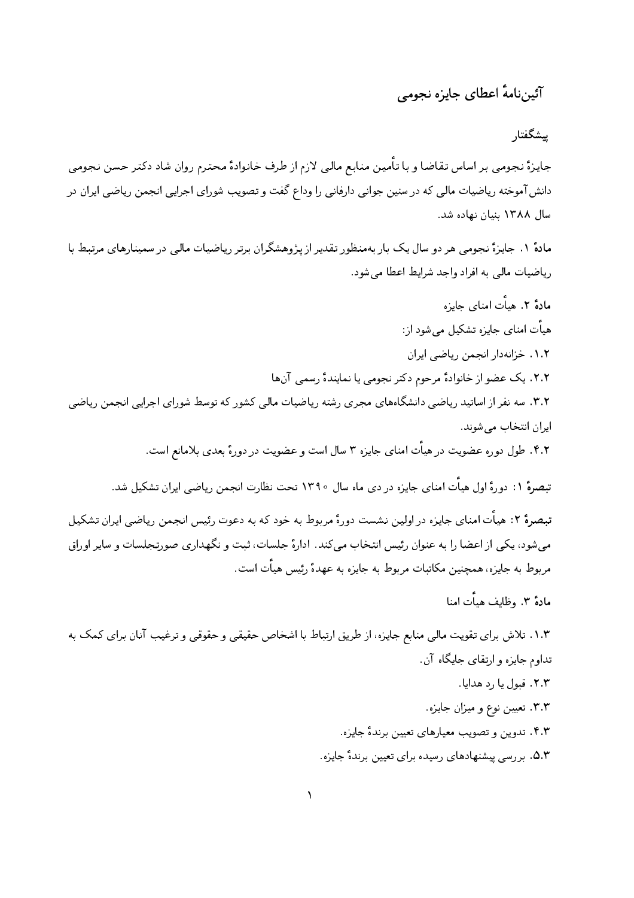# آئین‌نامهٔ اعطای جایزه نجومی

## پیشگفتار

جایزهٔ نجومی بر اساس تقاضا و با تأمین منابع مالی لازم از طرف خانوادهٔ محترم روان شاد دکتر حسن نجومی دانش‌آموخته ریاضیات مالی که در سنین جوانی دارفانی را وداع گفت و تصویب شورای اجرایی انجمن ریاضی ایران در سال ۱۳۸۸ بنیان نهاده شد.

**مادهٔ ۱.** جایزهٔ نجومی هر دو سال یک بار به‌منظور تقدیر از پژوهشگران برتر ریاضیات مالی در سمینارهای مرتبط با ریاضیات مالی به افراد واجد شرایط اعطا می‌شود.

**مادهٔ ۲.** هیأت امنای جایزه

هیأت امنای جایزه تشکیل می‌شود از:

۱.۲. خزانه‌دار انجمن ریاضی ایران

۲.۲. یک عضو از خانوادهٔ مرحوم دکتر نجومی یا نمایندهٔ رسمی آن‌ها

۳.۲. سه نفر از اساتید ریاضی دانشگاه‌های مجری رشته ریاضیات مالی کشور که توسط شورای اجرایی انجمن ریاضی ایران انتخاب می‌شوند.

۴.۲. طول دوره عضویت در هیأت امنای جایزه ۳ سال است و عضویت در دورهٔ بعدی بلامانع است.

**تبصرهٔ ۱:** دورهٔ اول هیأت امنای جایزه در دی ماه سال ۱۳۹۰ تحت نظارت انجمن ریاضی ایران تشکیل شد.

**تبصرهٔ ۲:** هیأت امنای جایزه در اولین نشست دورهٔ مربوط به خود که به دعوت رئیس انجمن ریاضی ایران تشکیل می‌شود، یکی از اعضا را به عنوان رئیس انتخاب می‌کند. ادارهٔ جلسات، ثبت و نگهداری صورتجلسات و سایر اوراق مربوط به جایزه، همچنین مکاتبات مربوط به جایزه به عهدهٔ رئیس هیأت است.

**مادهٔ ۳.** وظایف هیأت امنا

۱.۳. تلاش برای تقویت مالی منابع جایزه، از طریق ارتباط با اشخاص حقیقی و حقوقی و ترغیب آنان برای کمک به تداوم جایزه و ارتقای جایگاه آن.

۲.۳. قبول یا رد هدایا.

۳.۳. تعیین نوع و میزان جایزه.

۴.۳. تدوین و تصویب معیارهای تعیین برندهٔ جایزه.

۵.۳. بررسی پیشنهادهای رسیده برای تعیین برندهٔ جایزه.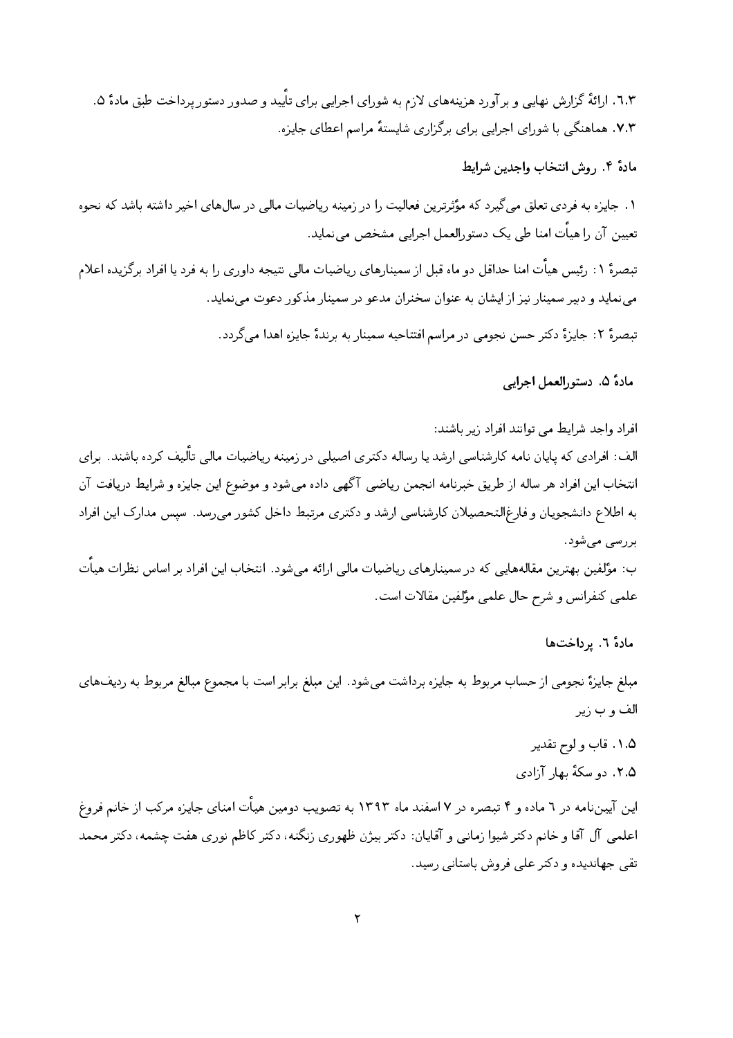۶.۳. ارائهٔ گزارش نهایی و برآورد هزینه‌های لازم به شورای اجرایی برای تأیید و صدور دستورپرداخت طبق مادهٔ ۵.

۷.۳. هماهنگی با شورای اجرایی برای برگزاری شایستهٔ مراسم اعطای جایزه.

## مادهٔ ۴. روش انتخاب واجدین شرایط

۱. جایزه به فردی تعلق می‌گیرد که مؤثرترین فعالیت را در زمینه ریاضیات مالی در سال‌های اخیر داشته باشد که نحوه تعیین آن را هیأت امنا طی یک دستورالعمل اجرایی مشخص می‌نماید.

تبصرهٔ ۱: رئیس هیأت امنا حداقل دو ماه قبل از سمینارهای ریاضیات مالی نتیجه داوری را به فرد یا افراد برگزیده اعلام می‌نماید و دبیر سمینار نیز از ایشان به عنوان سخنران مدعو در سمینار مذکور دعوت می‌نماید.

تبصرهٔ ۲: جایزهٔ دکتر حسن نجومی در مراسم افتتاحیه سمینار به برندهٔ جایزه اهدا می‌گردد.

## مادهٔ ۵. دستورالعمل اجرایی

افراد واجد شرایط می توانند افراد زیر باشند:

الف: افرادی که پایان نامه کارشناسی ارشد یا رساله دکتری اصیلی در زمینه ریاضیات مالی تألیف کرده باشند. برای انتخاب این افراد هر ساله از طریق خبرنامه انجمن ریاضی آگهی داده می‌شود و موضوع این جایزه و شرایط دریافت آن به اطلاع دانشجویان و فارغ‌التحصیلان کارشناسی ارشد و دکتری مرتبط داخل کشور می‌رسد. سپس مدارک این افراد بررسی می‌شود.

ب: مؤلفین بهترین مقاله‌هایی که در سمینارهای ریاضیات مالی ارائه می‌شود. انتخاب این افراد بر اساس نظرات هیأت علمی کنفرانس و شرح حال علمی مؤلفین مقالات است.

## مادهٔ ۶. پرداخت‌ها

مبلغ جایزهٔ نجومی از حساب مربوط به جایزه برداشت می‌شود. این مبلغ برابر است با مجموع مبالغ مربوط به ردیف‌های الف و ب زیر

۱.۵. قاب و لوح تقدیر

۲.۵. دو سکهٔ بهار آزادی

این آیین‌نامه در ۶ ماده و ۴ تبصره در ۷ اسفند ماه ۱۳۹۳ به تصویب دومین هیأت امنای جایزه مرکب از خانم فروغ اعلمی آل آقا و خانم دکتر شیوا زمانی و آقایان: دکتر بیژن ظهوری زنگنه، دکتر کاظم نوری هفت چشمه، دکتر محمد تقی جهاندیده و دکتر علی فروش باستانی رسید.